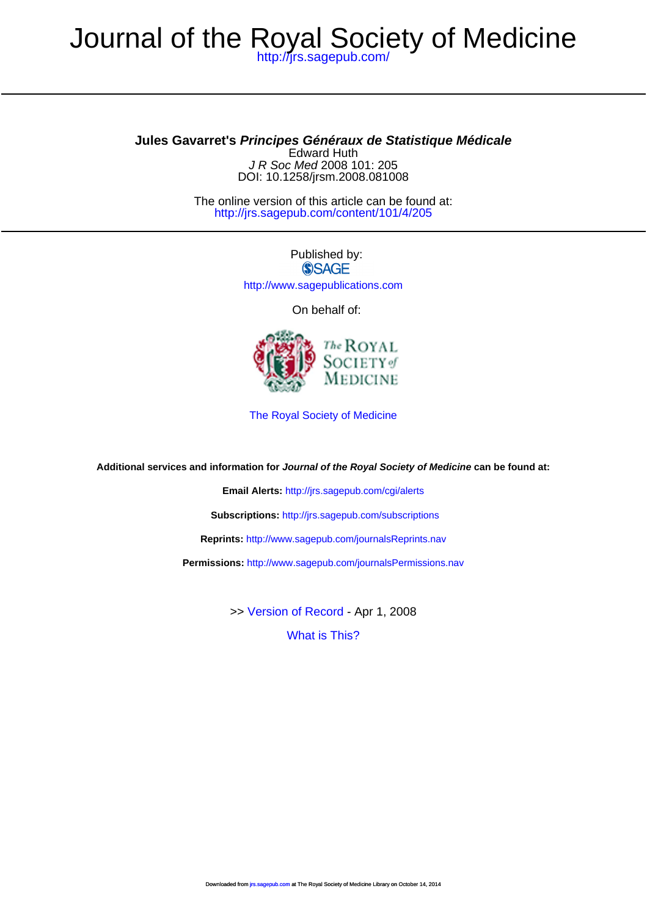# Journal of the Royal Society of Medicine

http://jrs.sagepub.com/

## Jules Gavarret's *Principes Généraux de Statistique Médicale*

Edward Huth

*J R Soc Med* 2008 101: 205

DOI: 10.1258/jrsm.2008.081008

The online version of this article can be found at:
http://jrs.sagepub.com/content/101/4/205

Published by:

SAGE

http://www.sagepublications.com

On behalf of:

The Royal Society of Medicine

The Royal Society of Medicine

**Additional services and information for *Journal of the Royal Society of Medicine* can be found at:**

**Email Alerts:** http://jrs.sagepub.com/cgi/alerts

**Subscriptions:** http://jrs.sagepub.com/subscriptions

**Reprints:** http://www.sagepub.com/journalsReprints.nav

**Permissions:** http://www.sagepub.com/journalsPermissions.nav

>> Version of Record - Apr 1, 2008

What is This?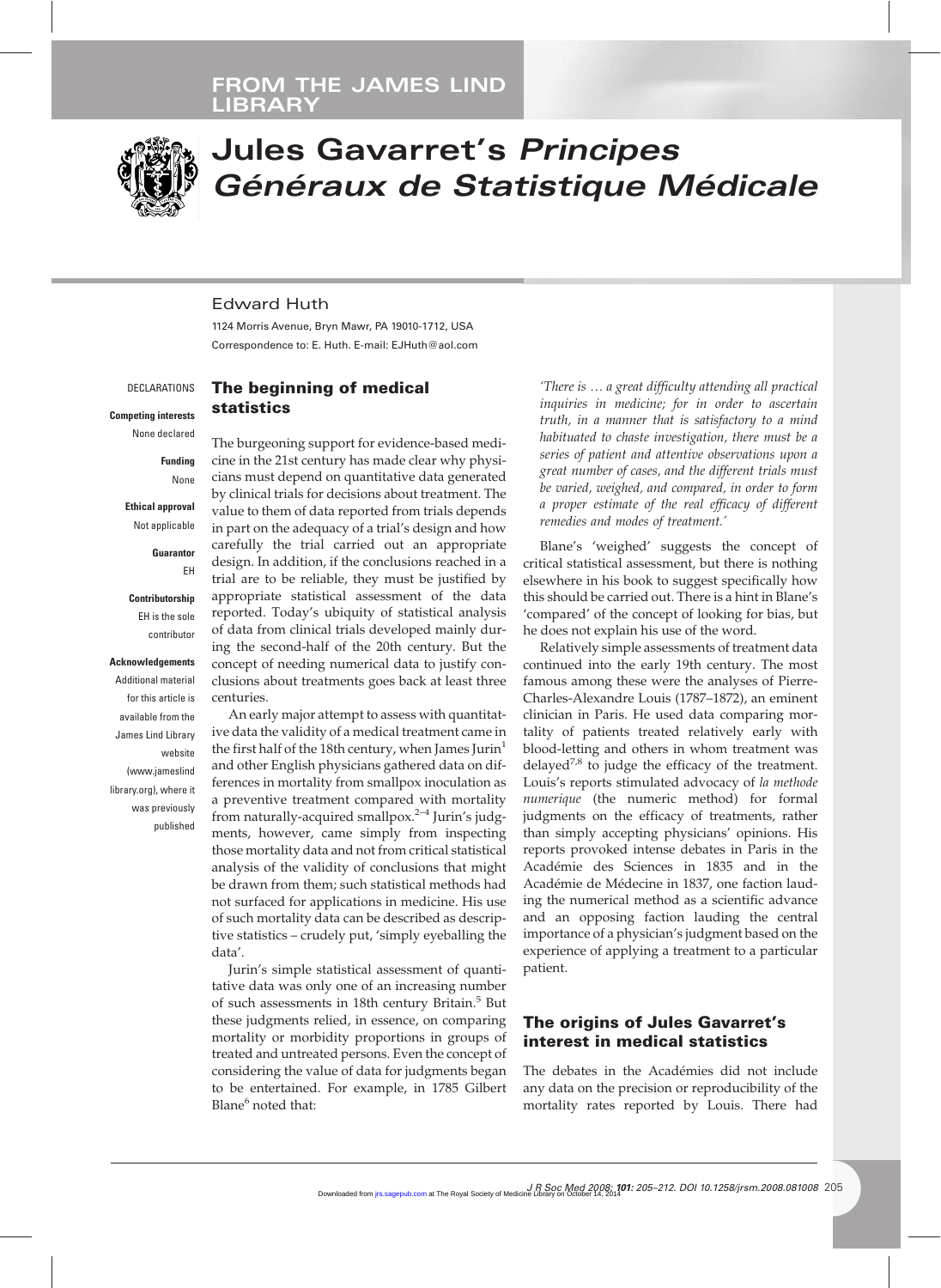FROM THE JAMES LIND LIBRARY

# Jules Gavarret's *Principes Généraux de Statistique Médicale*

Edward Huth

1124 Morris Avenue, Bryn Mawr, PA 19010-1712, USA
Correspondence to: E. Huth. E-mail: EJHuth@aol.com

DECLARATIONS

**Competing interests**
None declared

**Funding**
None

**Ethical approval**
Not applicable

**Guarantor**
EH

**Contributorship**
EH is the sole contributor

**Acknowledgements**
Additional material for this article is available from the James Lind Library website (www.jameslindlibrary.org), where it was previously published

## The beginning of medical statistics

The burgeoning support for evidence-based medicine in the 21st century has made clear why physicians must depend on quantitative data generated by clinical trials for decisions about treatment. The value to them of data reported from trials depends in part on the adequacy of a trial's design and how carefully the trial carried out an appropriate design. In addition, if the conclusions reached in a trial are to be reliable, they must be justified by appropriate statistical assessment of the data reported. Today's ubiquity of statistical analysis of data from clinical trials developed mainly during the second-half of the 20th century. But the concept of needing numerical data to justify conclusions about treatments goes back at least three centuries.

An early major attempt to assess with quantitative data the validity of a medical treatment came in the first half of the 18th century, when James Jurin[1] and other English physicians gathered data on differences in mortality from smallpox inoculation as a preventive treatment compared with mortality from naturally-acquired smallpox.[2–4] Jurin's judgments, however, came simply from inspecting those mortality data and not from critical statistical analysis of the validity of conclusions that might be drawn from them; such statistical methods had not surfaced for applications in medicine. His use of such mortality data can be described as descriptive statistics – crudely put, 'simply eyeballing the data'.

Jurin's simple statistical assessment of quantitative data was only one of an increasing number of such assessments in 18th century Britain.[5] But these judgments relied, in essence, on comparing mortality or morbidity proportions in groups of treated and untreated persons. Even the concept of considering the value of data for judgments began to be entertained. For example, in 1785 Gilbert Blane[6] noted that:

> *'There is … a great difficulty attending all practical inquiries in medicine; for in order to ascertain truth, in a manner that is satisfactory to a mind habituated to chaste investigation, there must be a series of patient and attentive observations upon a great number of cases, and the different trials must be varied, weighed, and compared, in order to form a proper estimate of the real efficacy of different remedies and modes of treatment.'*

Blane's 'weighed' suggests the concept of critical statistical assessment, but there is nothing elsewhere in his book to suggest specifically how this should be carried out. There is a hint in Blane's 'compared' of the concept of looking for bias, but he does not explain his use of the word.

Relatively simple assessments of treatment data continued into the early 19th century. The most famous among these were the analyses of Pierre-Charles-Alexandre Louis (1787–1872), an eminent clinician in Paris. He used data comparing mortality of patients treated relatively early with blood-letting and others in whom treatment was delayed[7,8] to judge the efficacy of the treatment. Louis's reports stimulated advocacy of *la methode numerique* (the numeric method) for formal judgments on the efficacy of treatments, rather than simply accepting physicians' opinions. His reports provoked intense debates in Paris in the Académie des Sciences in 1835 and in the Académie de Médecine in 1837, one faction lauding the numerical method as a scientific advance and an opposing faction lauding the central importance of a physician's judgment based on the experience of applying a treatment to a particular patient.

## The origins of Jules Gavarret's interest in medical statistics

The debates in the Académies did not include any data on the precision or reproducibility of the mortality rates reported by Louis. There had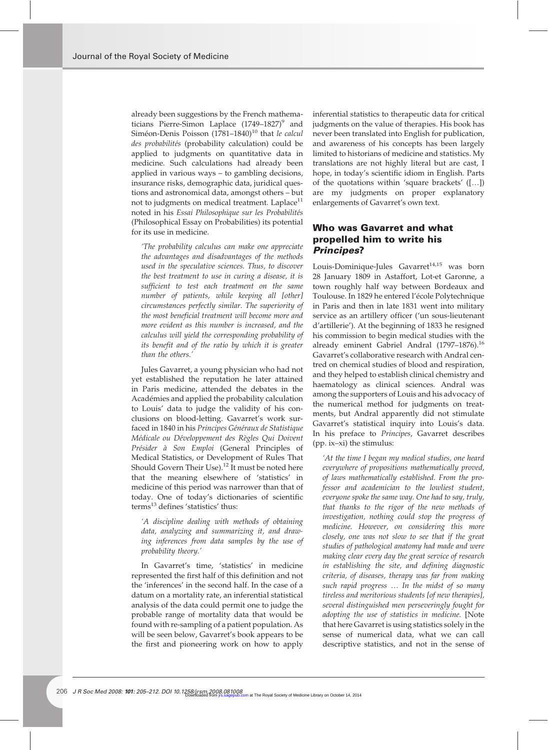already been suggestions by the French mathematicians Pierre-Simon Laplace (1749–1827)[9] and Siméon-Denis Poisson (1781–1840)[10] that *le calcul des probabilités* (probability calculation) could be applied to judgments on quantitative data in medicine. Such calculations had already been applied in various ways – to gambling decisions, insurance risks, demographic data, juridical questions and astronomical data, amongst others – but not to judgments on medical treatment. Laplace[11] noted in his *Essai Philosophique sur les Probabilités* (Philosophical Essay on Probabilities) its potential for its use in medicine.

> *'The probability calculus can make one appreciate the advantages and disadvantages of the methods used in the speculative sciences. Thus, to discover the best treatment to use in curing a disease, it is sufficient to test each treatment on the same number of patients, while keeping all [other] circumstances perfectly similar. The superiority of the most beneficial treatment will become more and more evident as this number is increased, and the calculus will yield the corresponding probability of its benefit and of the ratio by which it is greater than the others.'*

Jules Gavarret, a young physician who had not yet established the reputation he later attained in Paris medicine, attended the debates in the Académies and applied the probability calculation to Louis' data to judge the validity of his conclusions on blood-letting. Gavarret's work surfaced in 1840 in his *Principes Généraux de Statistique Médicale ou Développement des Règles Qui Doivent Présider à Son Emploi* (General Principles of Medical Statistics, or Development of Rules That Should Govern Their Use).[12] It must be noted here that the meaning elsewhere of 'statistics' in medicine of this period was narrower than that of today. One of today's dictionaries of scientific terms[13] defines 'statistics' thus:

> *'A discipline dealing with methods of obtaining data, analyzing and summarizing it, and drawing inferences from data samples by the use of probability theory.'*

In Gavarret's time, 'statistics' in medicine represented the first half of this definition and not the 'inferences' in the second half. In the case of a datum on a mortality rate, an inferential statistical analysis of the data could permit one to judge the probable range of mortality data that would be found with re-sampling of a patient population. As will be seen below, Gavarret's book appears to be the first and pioneering work on how to apply inferential statistics to therapeutic data for critical judgments on the value of therapies. His book has never been translated into English for publication, and awareness of his concepts has been largely limited to historians of medicine and statistics. My translations are not highly literal but are cast, I hope, in today's scientific idiom in English. Parts of the quotations within 'square brackets' ([…]) are my judgments on proper explanatory enlargements of Gavarret's own text.

## Who was Gavarret and what propelled him to write his *Principes*?

Louis-Dominique-Jules Gavarret[14,15] was born 28 January 1809 in Astaffort, Lot-et Garonne, a town roughly half way between Bordeaux and Toulouse. In 1829 he entered l'école Polytechnique in Paris and then in late 1831 went into military service as an artillery officer ('un sous-lieutenant d'artillerie'). At the beginning of 1833 he resigned his commission to begin medical studies with the already eminent Gabriel Andral (1797–1876).[16] Gavarret's collaborative research with Andral centred on chemical studies of blood and respiration, and they helped to establish clinical chemistry and haematology as clinical sciences. Andral was among the supporters of Louis and his advocacy of the numerical method for judgments on treatments, but Andral apparently did not stimulate Gavarret's statistical inquiry into Louis's data. In his preface to *Principes*, Gavarret describes (pp. ix–xi) the stimulus:

> *'At the time I began my medical studies, one heard everywhere of propositions mathematically proved, of laws mathematically established. From the professor and academician to the lowliest student, everyone spoke the same way. One had to say, truly, that thanks to the rigor of the new methods of investigation, nothing could stop the progress of medicine. However, on considering this more closely, one was not slow to see that if the great studies of pathological anatomy had made and were making clear every day the great service of research in establishing the site, and defining diagnostic criteria, of diseases, therapy was far from making such rapid progress … In the midst of so many tireless and meritorious students [of new therapies], several distinguished men perseveringly fought for adopting the use of statistics in medicine.* [Note that here Gavarret is using statistics solely in the sense of numerical data, what we can call descriptive statistics, and not in the sense of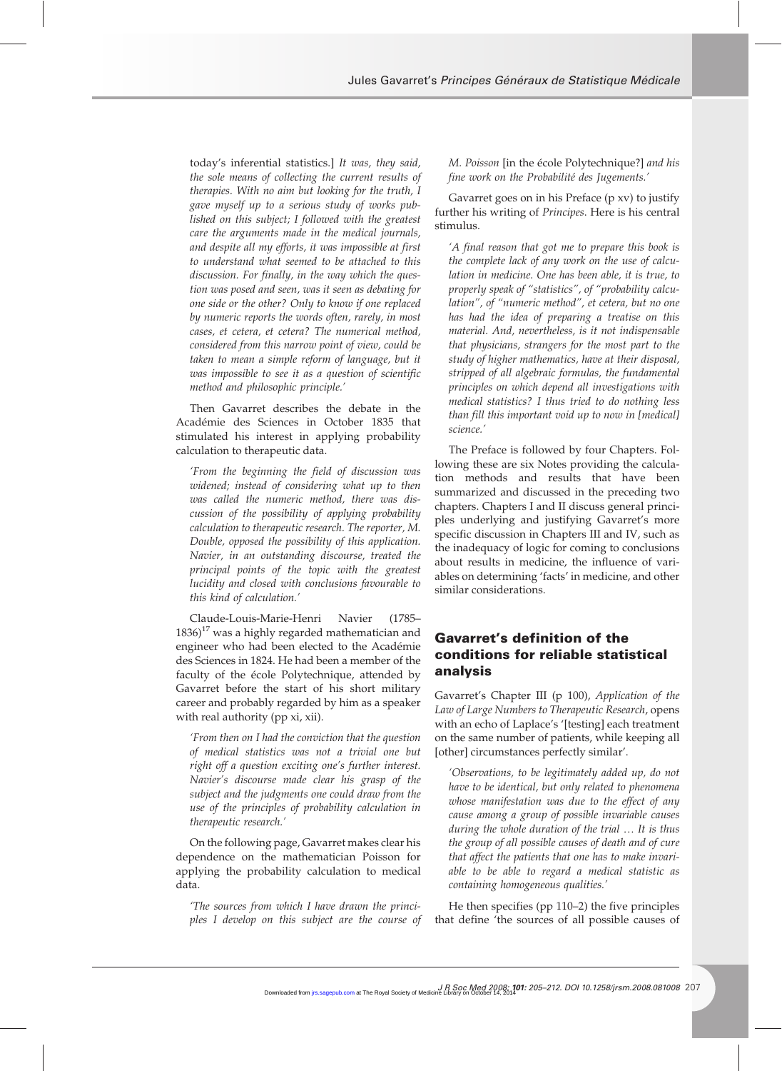today's inferential statistics.] *It was, they said, the sole means of collecting the current results of therapies. With no aim but looking for the truth, I gave myself up to a serious study of works published on this subject; I followed with the greatest care the arguments made in the medical journals, and despite all my efforts, it was impossible at first to understand what seemed to be attached to this discussion. For finally, in the way which the question was posed and seen, was it seen as debating for one side or the other? Only to know if one replaced by numeric reports the words often, rarely, in most cases, et cetera, et cetera? The numerical method, considered from this narrow point of view, could be taken to mean a simple reform of language, but it was impossible to see it as a question of scientific method and philosophic principle.'*

Then Gavarret describes the debate in the Académie des Sciences in October 1835 that stimulated his interest in applying probability calculation to therapeutic data.

> *'From the beginning the field of discussion was widened; instead of considering what up to then was called the numeric method, there was discussion of the possibility of applying probability calculation to therapeutic research. The reporter, M. Double, opposed the possibility of this application. Navier, in an outstanding discourse, treated the principal points of the topic with the greatest lucidity and closed with conclusions favourable to this kind of calculation.'*

Claude-Louis-Marie-Henri Navier (1785–1836)[17] was a highly regarded mathematician and engineer who had been elected to the Académie des Sciences in 1824. He had been a member of the faculty of the école Polytechnique, attended by Gavarret before the start of his short military career and probably regarded by him as a speaker with real authority (pp xi, xii).

> *'From then on I had the conviction that the question of medical statistics was not a trivial one but right off a question exciting one's further interest. Navier's discourse made clear his grasp of the subject and the judgments one could draw from the use of the principles of probability calculation in therapeutic research.'*

On the following page, Gavarret makes clear his dependence on the mathematician Poisson for applying the probability calculation to medical data.

> *'The sources from which I have drawn the principles I develop on this subject are the course of M. Poisson* [in the école Polytechnique?] *and his fine work on the Probabilité des Jugements.'*

Gavarret goes on in his Preface (p xv) to justify further his writing of *Principes*. Here is his central stimulus.

> *'A final reason that got me to prepare this book is the complete lack of any work on the use of calculation in medicine. One has been able, it is true, to properly speak of "statistics", of "probability calculation", of "numeric method", et cetera, but no one has had the idea of preparing a treatise on this material. And, nevertheless, is it not indispensable that physicians, strangers for the most part to the study of higher mathematics, have at their disposal, stripped of all algebraic formulas, the fundamental principles on which depend all investigations with medical statistics? I thus tried to do nothing less than fill this important void up to now in [medical] science.'*

The Preface is followed by four Chapters. Following these are six Notes providing the calculation methods and results that have been summarized and discussed in the preceding two chapters. Chapters I and II discuss general principles underlying and justifying Gavarret's more specific discussion in Chapters III and IV, such as the inadequacy of logic for coming to conclusions about results in medicine, the influence of variables on determining 'facts' in medicine, and other similar considerations.

## Gavarret's definition of the conditions for reliable statistical analysis

Gavarret's Chapter III (p 100), *Application of the Law of Large Numbers to Therapeutic Research*, opens with an echo of Laplace's '[testing] each treatment on the same number of patients, while keeping all [other] circumstances perfectly similar'.

> *'Observations, to be legitimately added up, do not have to be identical, but only related to phenomena whose manifestation was due to the effect of any cause among a group of possible invariable causes during the whole duration of the trial … It is thus the group of all possible causes of death and of cure that affect the patients that one has to make invariable to be able to regard a medical statistic as containing homogeneous qualities.'*

He then specifies (pp 110–2) the five principles that define 'the sources of all possible causes of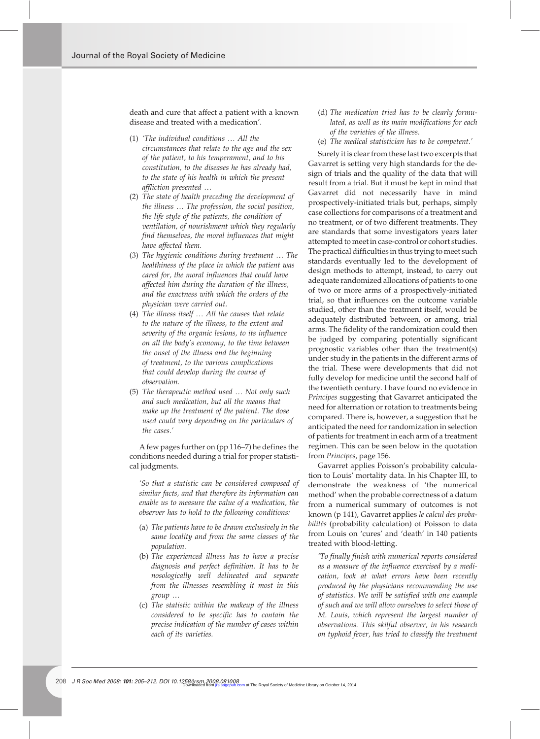death and cure that affect a patient with a known disease and treated with a medication'.

(1) *'The individual conditions … All the circumstances that relate to the age and the sex of the patient, to his temperament, and to his constitution, to the diseases he has already had, to the state of his health in which the present affliction presented …*
(2) *The state of health preceding the development of the illness … The profession, the social position, the life style of the patients, the condition of ventilation, of nourishment which they regularly find themselves, the moral influences that might have affected them.*
(3) *The hygienic conditions during treatment … The healthiness of the place in which the patient was cared for, the moral influences that could have affected him during the duration of the illness, and the exactness with which the orders of the physician were carried out.*
(4) *The illness itself … All the causes that relate to the nature of the illness, to the extent and severity of the organic lesions, to its influence on all the body's economy, to the time between the onset of the illness and the beginning of treatment, to the various complications that could develop during the course of observation.*
(5) *The therapeutic method used … Not only such and such medication, but all the means that make up the treatment of the patient. The dose used could vary depending on the particulars of the cases.'*

A few pages further on (pp 116–7) he defines the conditions needed during a trial for proper statistical judgments.

> *'So that a statistic can be considered composed of similar facts, and that therefore its information can enable us to measure the value of a medication, the observer has to hold to the following conditions:*
>
> (a) *The patients have to be drawn exclusively in the same locality and from the same classes of the population.*
> (b) *The experienced illness has to have a precise diagnosis and perfect definition. It has to be nosologically well delineated and separate from the illnesses resembling it most in this group …*
> (c) *The statistic within the makeup of the illness considered to be specific has to contain the precise indication of the number of cases within each of its varieties.*
> (d) *The medication tried has to be clearly formulated, as well as its main modifications for each of the varieties of the illness.*
> (e) *The medical statistician has to be competent.'*

Surely it is clear from these last two excerpts that Gavarret is setting very high standards for the design of trials and the quality of the data that will result from a trial. But it must be kept in mind that Gavarret did not necessarily have in mind prospectively-initiated trials but, perhaps, simply case collections for comparisons of a treatment and no treatment, or of two different treatments. They are standards that some investigators years later attempted to meet in case-control or cohort studies. The practical difficulties in thus trying to meet such standards eventually led to the development of design methods to attempt, instead, to carry out adequate randomized allocations of patients to one of two or more arms of a prospectively-initiated trial, so that influences on the outcome variable studied, other than the treatment itself, would be adequately distributed between, or among, trial arms. The fidelity of the randomization could then be judged by comparing potentially significant prognostic variables other than the treatment(s) under study in the patients in the different arms of the trial. These were developments that did not fully develop for medicine until the second half of the twentieth century. I have found no evidence in *Principes* suggesting that Gavarret anticipated the need for alternation or rotation to treatments being compared. There is, however, a suggestion that he anticipated the need for randomization in selection of patients for treatment in each arm of a treatment regimen. This can be seen below in the quotation from *Principes*, page 156.

Gavarret applies Poisson's probability calculation to Louis' mortality data. In his Chapter III, to demonstrate the weakness of 'the numerical method' when the probable correctness of a datum from a numerical summary of outcomes is not known (p 141), Gavarret applies *le calcul des probabilités* (probability calculation) of Poisson to data from Louis on 'cures' and 'death' in 140 patients treated with blood-letting.

> *'To finally finish with numerical reports considered as a measure of the influence exercised by a medication, look at what errors have been recently produced by the physicians recommending the use of statistics. We will be satisfied with one example of such and we will allow ourselves to select those of M. Louis, which represent the largest number of observations. This skilful observer, in his research on typhoid fever, has tried to classify the treatment*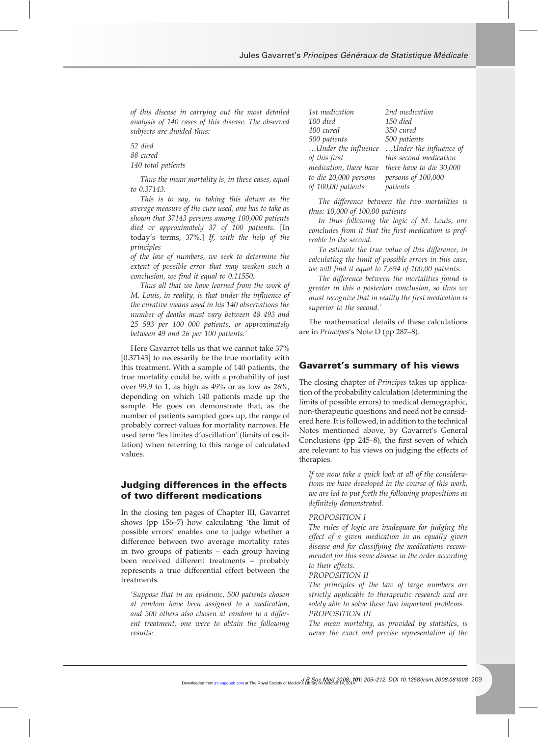*of this disease in carrying out the most detailed analysis of 140 cases of this disease. The observed subjects are divided thus:*

*52 died*
*88 cured*
*140 total patients*

*Thus the mean mortality is, in these cases, equal to 0.37143.*

*This is to say, in taking this datum as the average measure of the cure used, one has to take as shown that 37143 persons among 100,000 patients died or approximately 37 of 100 patients.* [In today's terms, 37%.] *If, with the help of the principles*

*of the law of numbers, we seek to determine the extent of possible error that may weaken such a conclusion, we find it equal to 0.11550.*

*Thus all that we have learned from the work of M. Louis, in reality, is that under the influence of the curative means used in his 140 observations the number of deaths must vary between 48 493 and 25 593 per 100 000 patients, or approximately between 49 and 26 per 100 patients.'*

Here Gavarret tells us that we cannot take 37% [0.37143] to necessarily be the true mortality with this treatment. With a sample of 140 patients, the true mortality could be, with a probability of just over 99.9 to 1, as high as 49% or as low as 26%, depending on which 140 patients made up the sample. He goes on demonstrate that, as the number of patients sampled goes up, the range of probably correct values for mortality narrows. He used term 'les limites d'oscillation' (limits of oscillation) when referring to this range of calculated values.

## Judging differences in the effects of two different medications

In the closing ten pages of Chapter III, Gavarret shows (pp 156–7) how calculating 'the limit of possible errors' enables one to judge whether a difference between two average mortality rates in two groups of patients – each group having been received different treatments – probably represents a true differential effect between the treatments.

*'Suppose that in an epidemic, 500 patients chosen at random have been assigned to a medication, and 500 others also chosen at random to a different treatment, one were to obtain the following results:*

| *1st medication* | *2nd medication* |
|---|---|
| *100 died* | *150 died* |
| *400 cured* | *350 cured* |
| *500 patients* | *500 patients* |
| *…Under the influence of this first medication, there have to die 20,000 persons of 100,00 patients* | *…Under the influence of this second medication there have to die 30,000 persons of 100,000 patients* |

*The difference between the two mortalities is thus: 10,000 of 100,00 patients*

*In thus following the logic of M. Louis, one concludes from it that the first medication is preferable to the second.*

*To estimate the true value of this difference, in calculating the limit of possible errors in this case, we will find it equal to 7,694 of 100,00 patients.*

*The difference between the mortalities found is greater in this a posteriori conclusion, so thus we must recognize that in reality the first medication is superior to the second.'*

The mathematical details of these calculations are in *Principes*'s Note D (pp 287–8).

## Gavarret's summary of his views

The closing chapter of *Principes* takes up application of the probability calculation (determining the limits of possible errors) to medical demographic, non-therapeutic questions and need not be considered here. It is followed, in addition to the technical Notes mentioned above, by Gavarret's General Conclusions (pp 245–8), the first seven of which are relevant to his views on judging the effects of therapies.

*If we now take a quick look at all of the considerations we have developed in the course of this work, we are led to put forth the following propositions as definitely demonstrated.*

*PROPOSITION I*
*The rules of logic are inadequate for judging the effect of a given medication in an equally given disease and for classifying the medications recommended for this same disease in the order according to their effects.*

*PROPOSITION II*
*The principles of the law of large numbers are strictly applicable to therapeutic research and are solely able to solve these two important problems.*

*PROPOSITION III*
*The mean mortality, as provided by statistics, is never the exact and precise representation of the*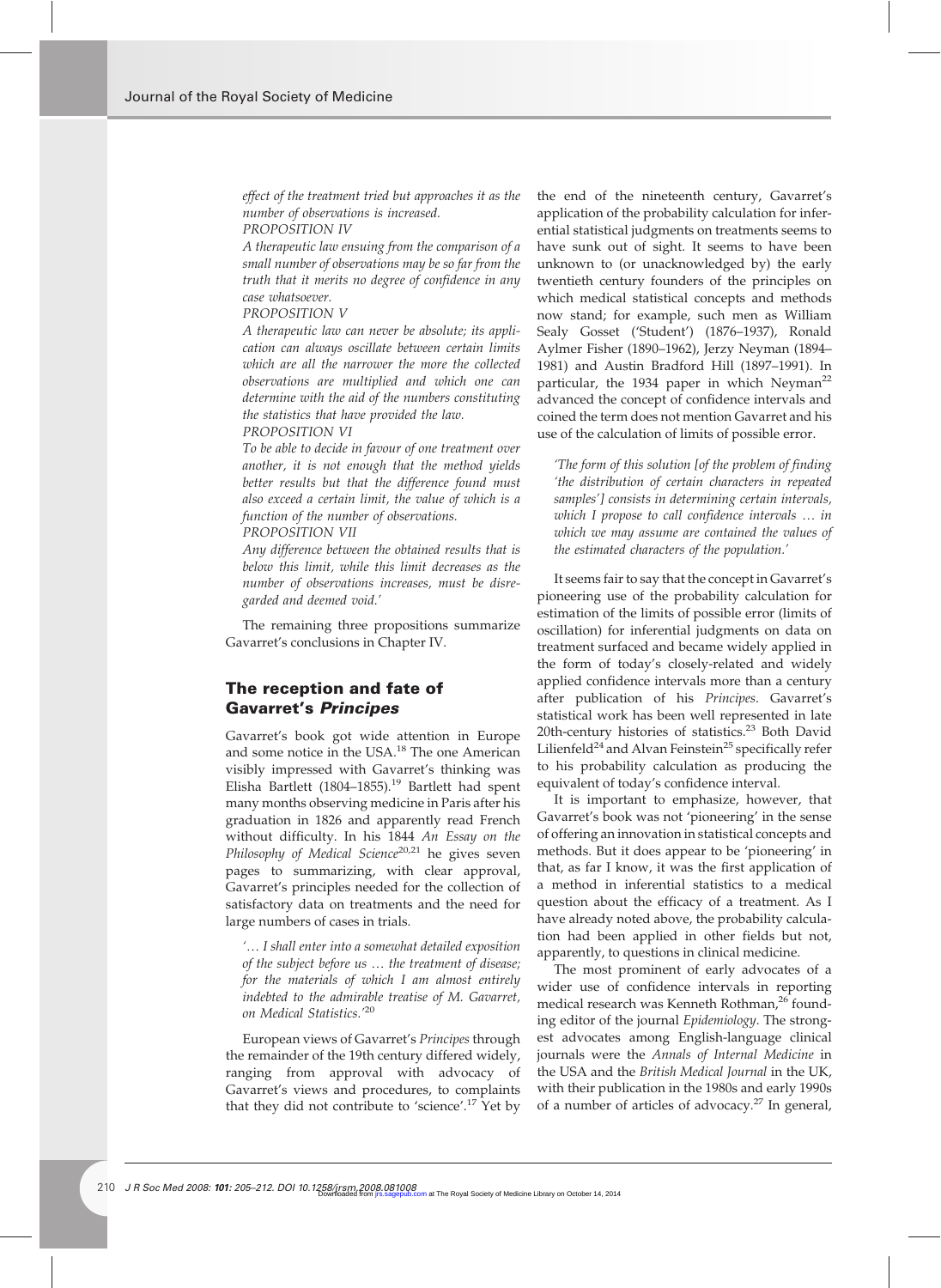*effect of the treatment tried but approaches it as the number of observations is increased.*

PROPOSITION IV

*A therapeutic law ensuing from the comparison of a small number of observations may be so far from the truth that it merits no degree of confidence in any case whatsoever.*

PROPOSITION V

*A therapeutic law can never be absolute; its application can always oscillate between certain limits which are all the narrower the more the collected observations are multiplied and which one can determine with the aid of the numbers constituting the statistics that have provided the law.*

PROPOSITION VI

*To be able to decide in favour of one treatment over another, it is not enough that the method yields better results but that the difference found must also exceed a certain limit, the value of which is a function of the number of observations.*

PROPOSITION VII

*Any difference between the obtained results that is below this limit, while this limit decreases as the number of observations increases, must be disregarded and deemed void.'*

The remaining three propositions summarize Gavarret's conclusions in Chapter IV.

## The reception and fate of Gavarret's *Principes*

Gavarret's book got wide attention in Europe and some notice in the USA.[18] The one American visibly impressed with Gavarret's thinking was Elisha Bartlett (1804–1855).[19] Bartlett had spent many months observing medicine in Paris after his graduation in 1826 and apparently read French without difficulty. In his 1844 *An Essay on the Philosophy of Medical Science*[20,21] he gives seven pages to summarizing, with clear approval, Gavarret's principles needed for the collection of satisfactory data on treatments and the need for large numbers of cases in trials.

> *'… I shall enter into a somewhat detailed exposition of the subject before us … the treatment of disease; for the materials of which I am almost entirely indebted to the admirable treatise of M. Gavarret, on Medical Statistics.'*[20]

European views of Gavarret's *Principes* through the remainder of the 19th century differed widely, ranging from approval with advocacy of Gavarret's views and procedures, to complaints that they did not contribute to 'science'.[17] Yet by the end of the nineteenth century, Gavarret's application of the probability calculation for inferential statistical judgments on treatments seems to have sunk out of sight. It seems to have been unknown to (or unacknowledged by) the early twentieth century founders of the principles on which medical statistical concepts and methods now stand; for example, such men as William Sealy Gosset ('Student') (1876–1937), Ronald Aylmer Fisher (1890–1962), Jerzy Neyman (1894–1981) and Austin Bradford Hill (1897–1991). In particular, the 1934 paper in which Neyman[22] advanced the concept of confidence intervals and coined the term does not mention Gavarret and his use of the calculation of limits of possible error.

> *'The form of this solution [of the problem of finding 'the distribution of certain characters in repeated samples'] consists in determining certain intervals, which I propose to call confidence intervals … in which we may assume are contained the values of the estimated characters of the population.'*

It seems fair to say that the concept in Gavarret's pioneering use of the probability calculation for estimation of the limits of possible error (limits of oscillation) for inferential judgments on data on treatment surfaced and became widely applied in the form of today's closely-related and widely applied confidence intervals more than a century after publication of his *Principes*. Gavarret's statistical work has been well represented in late 20th-century histories of statistics.[23] Both David Lilienfeld[24] and Alvan Feinstein[25] specifically refer to his probability calculation as producing the equivalent of today's confidence interval.

It is important to emphasize, however, that Gavarret's book was not 'pioneering' in the sense of offering an innovation in statistical concepts and methods. But it does appear to be 'pioneering' in that, as far I know, it was the first application of a method in inferential statistics to a medical question about the efficacy of a treatment. As I have already noted above, the probability calculation had been applied in other fields but not, apparently, to questions in clinical medicine.

The most prominent of early advocates of a wider use of confidence intervals in reporting medical research was Kenneth Rothman,[26] founding editor of the journal *Epidemiology*. The strongest advocates among English-language clinical journals were the *Annals of Internal Medicine* in the USA and the *British Medical Journal* in the UK, with their publication in the 1980s and early 1990s of a number of articles of advocacy.[27] In general,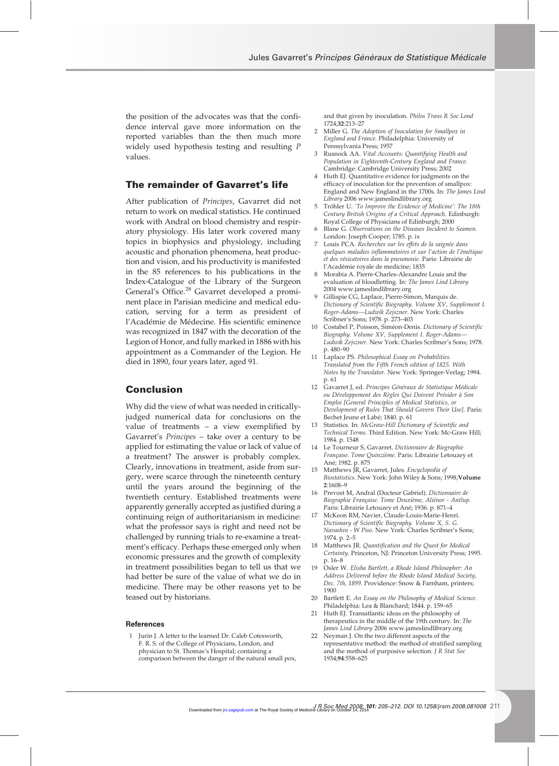the position of the advocates was that the confidence interval gave more information on the reported variables than the then much more widely used hypothesis testing and resulting *P* values.

## The remainder of Gavarret's life

After publication of *Principes*, Gavarret did not return to work on medical statistics. He continued work with Andral on blood chemistry and respiratory physiology. His later work covered many topics in biophysics and physiology, including acoustic and phonation phenomena, heat production and vision, and his productivity is manifested in the 85 references to his publications in the Index-Catalogue of the Library of the Surgeon General's Office.[28] Gavarret developed a prominent place in Parisian medicine and medical education, serving for a term as president of l'Académie de Médecine. His scientific eminence was recognized in 1847 with the decoration of the Legion of Honor, and fully marked in 1886 with his appointment as a Commander of the Legion. He died in 1890, four years later, aged 91.

## Conclusion

Why did the view of what was needed in critically-judged numerical data for conclusions on the value of treatments – a view exemplified by Gavarret's *Principes* – take over a century to be applied for estimating the value or lack of value of a treatment? The answer is probably complex. Clearly, innovations in treatment, aside from surgery, were scarce through the nineteenth century until the years around the beginning of the twentieth century. Established treatments were apparently generally accepted as justified during a continuing reign of authoritarianism in medicine: what the professor says is right and need not be challenged by running trials to re-examine a treatment's efficacy. Perhaps these emerged only when economic pressures and the growth of complexity in treatment possibilities began to tell us that we had better be sure of the value of what we do in medicine. There may be other reasons yet to be teased out by historians.

### References

1. Jurin J. A letter to the learned Dr. Caleb Cotesworth, F. R. S. of the College of Physicians, London, and physician to St. Thomas's Hospital; containing a comparison between the danger of the natural small pox, and that given by inoculation. *Philos Trans R Soc Lond* 1724;**32**:213–27
2. Miller G. *The Adoption of Inoculation for Smallpox in England and France.* Philadelphia: University of Pennsylvania Press; 1957
3. Rusnock AA. *Vital Accounts: Quantifying Health and Population in Eighteenth-Century England and France.* Cambridge: Cambridge University Press; 2002
4. Huth EJ. Quantitative evidence for judgments on the efficacy of inoculation for the prevention of smallpox: England and New England in the 1700s. In: *The James Lind Library* 2006 www.jameslindlibrary.org
5. Tröhler U. *'To Improve the Evidence of Medicine': The 18th Century British Origins of a Critical Approach.* Edinburgh: Royal College of Physicians of Edinburgh; 2000
6. Blane G. *Observations on the Diseases Incident to Seamen.* London: Joseph Cooper; 1785. p. ix
7. Louis PCA. *Recherches sur les effets de la saignée dans quelques maladies inflammatoires et sur l'action de l'émétique et des vésicatoires dans la pneumonie.* Paris: Librairie de l'Académie royale de medicine; 1835
8. Morabia A. Pierre-Charles-Alexandre Louis and the evaluation of bloodletting. In: *The James Lind Library* 2004 www.jameslindlibrary.org
9. Gillispie CG, Laplace, Pierre-Simon, Marquis de. *Dictionary of Scientific Biography. Volume XV, Supplement I. Roger-Adams—Ludwik Zejszner.* New York: Charles Scribner's Sons; 1978. p. 273–403
10. Costabel P, Poisson, Siméon-Denis. *Dictionary of Scientific Biography. Volume XV, Supplement I. Roger-Adams—Ludwik Zejszner.* New York: Charles Scribner's Sons; 1978. p. 480–90
11. Laplace PS. *Philosophical Essay on Probabilities. Translated from the Fifth French edition of 1825. With Notes by the Translator.* New York: Springer-Verlag; 1994. p. 61
12. Gavarret J, ed. *Principes Généraux de Statistique Médicale ou Développement des Règles Qui Doivent Présider à Son Emploi [General Principles of Medical Statistics, or Development of Rules That Should Govern Their Use].* Paris: Bechet Jeune et Labé; 1840. p. 61
13. Statistics. In: *McGraw-Hill Dictionary of Scientific and Technical Terms.* Third Edition. New York: Mc-Graw Hill; 1984. p. 1548
14. Le Tourneur S, Gavarret. *Dictionnaire de Biographie Française. Tome Quinzième.* Paris: Librairie Letouzey et Ané; 1982. p. 875
15. Matthews JR, Gavarret, Jules. *Encyclopedia of Biostatistics.* New York: John Wiley & Sons; 1998;**Volume 2**:1608–9
16. Prevost M, Andral (Docteur Gabriel). *Dictionnaire de Biographie Française. Tome Deuxième, Aliénor - Antlup.* Paris: Librairie Letouzey et Ané; 1936. p. 871–4
17. McKeon RM, Navier, Claude-Louis-Marie-Henri. *Dictionary of Scientific Biography. Volume X, S. G. Navashin - W Piso.* New York: Charles Scribner's Sons; 1974. p. 2–5
18. Matthews JR. *Quantification and the Quest for Medical Certainty.* Princeton, NJ: Princeton University Press; 1995. p. 16–8
19. Osler W. *Elisha Bartlett, a Rhode Island Philosopher: An Address Delivered before the Rhode Island Medical Society, Dec. 7th, 1899.* Providence: Snow & Farnham, printers; 1900
20. Bartlett E. *An Essay on the Philosophy of Medical Science.* Philadelphia: Lea & Blanchard; 1844. p. 159–65
21. Huth EJ. Transatlantic ideas on the philosophy of therapeutics in the middle of the 19th century. In: *The James Lind Library* 2006 www.jameslindlibrary.org
22. Neyman J. On the two different aspects of the representative method: the method of stratified sampling and the method of purposive selection. *J R Stat Soc* 1934;**94**:558–625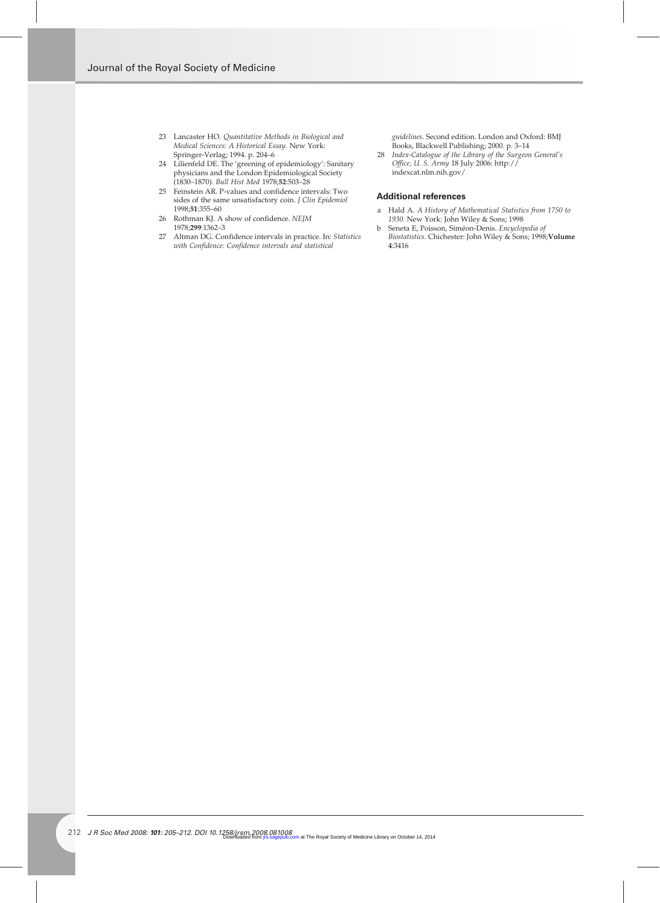23 Lancaster HO. *Quantitative Methods in Biological and Medical Sciences: A Historical Essay.* New York: Springer-Verlag; 1994. p. 204–6

24 Lilienfeld DE. The 'greening of epidemiology': Sanitary physicians and the London Epidemiological Society (1830–1870). *Bull Hist Med* 1978;**52**:503–28

25 Feinstein AR. P-values and confidence intervals: Two sides of the same unsatisfactory coin. *J Clin Epidemiol* 1998;**51**:355–60

26 Rothman KJ. A show of confidence. *NEJM* 1978;**299**:1362–3

27 Altman DG. Confidence intervals in practice. In: *Statistics with Confidence: Confidence intervals and statistical guidelines.* Second edition. London and Oxford: BMJ Books, Blackwell Publishing; 2000. p. 3–14

28 *Index-Catalogue of the Library of the Surgeon General's Office, U. S. Army* 18 July 2006: http://indexcat.nlm.nih.gov/

### Additional references

a Hald A. *A History of Mathematical Statistics from 1750 to 1930.* New York: John Wiley & Sons; 1998

b Seneta E, Poisson, Siméon-Denis. *Encyclopedia of Biostatistics.* Chichester: John Wiley & Sons; 1998;**Volume 4**:3416